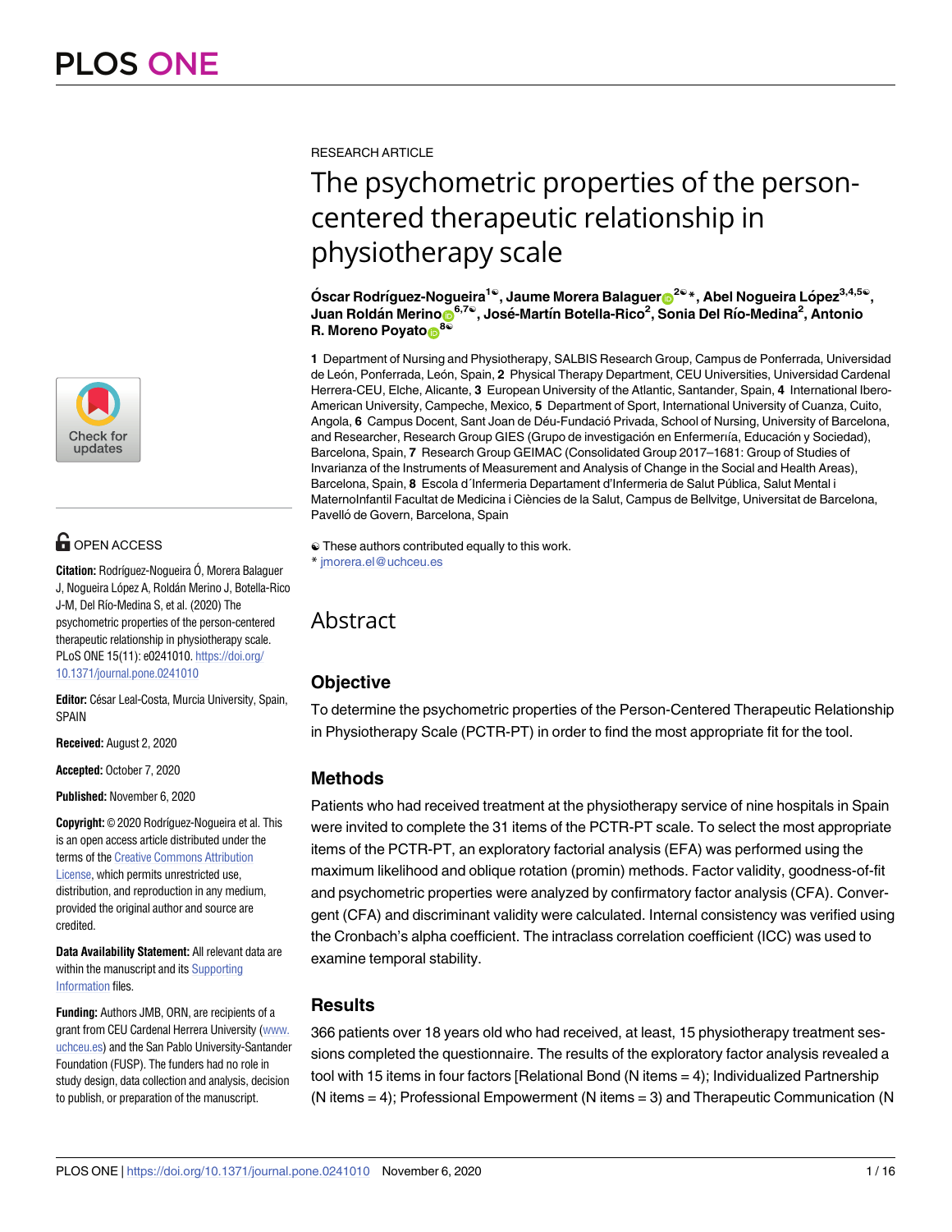RESEARCH ARTICLE

# The psychometric properties of the person-centered therapeutic relationship in physiotherapy scale

**Óscar Rodríguez-Nogueira[1☯], Jaume Morera Balaguer[2☯]*, Abel Nogueira López[3,4,5☯], Juan Roldán Merino[6,7☯], José-Martín Botella-Rico[2], Sonia Del Río-Medina[2], Antonio R. Moreno Poyato[8☯]**

**1** Department of Nursing and Physiotherapy, SALBIS Research Group, Campus de Ponferrada, Universidad de León, Ponferrada, León, Spain, **2** Physical Therapy Department, CEU Universities, Universidad Cardenal Herrera-CEU, Elche, Alicante, **3** European University of the Atlantic, Santander, Spain, **4** International Ibero-American University, Campeche, Mexico, **5** Department of Sport, International University of Cuanza, Cuito, Angola, **6** Campus Docent, Sant Joan de Déu-Fundació Privada, School of Nursing, University of Barcelona, and Researcher, Research Group GIES (Grupo de investigación en Enfermerıía, Educación y Sociedad), Barcelona, Spain, **7** Research Group GEIMAC (Consolidated Group 2017–1681: Group of Studies of Invarianza of the Instruments of Measurement and Analysis of Change in the Social and Health Areas), Barcelona, Spain, **8** Escola d´Infermeria Departament d'Infermeria de Salut Pública, Salut Mental i MaternoInfantil Facultat de Medicina i Ciències de la Salut, Campus de Bellvitge, Universitat de Barcelona, Pavelló de Govern, Barcelona, Spain

☯ These authors contributed equally to this work.
* jmorera.el@uchceu.es

OPEN ACCESS

**Citation:** Rodríguez-Nogueira Ó, Morera Balaguer J, Nogueira López A, Roldán Merino J, Botella-Rico J-M, Del Río-Medina S, et al. (2020) The psychometric properties of the person-centered therapeutic relationship in physiotherapy scale. PLoS ONE 15(11): e0241010. https://doi.org/10.1371/journal.pone.0241010

**Editor:** César Leal-Costa, Murcia University, Spain, SPAIN

**Received:** August 2, 2020

**Accepted:** October 7, 2020

**Published:** November 6, 2020

**Copyright:** © 2020 Rodríguez-Nogueira et al. This is an open access article distributed under the terms of the Creative Commons Attribution License, which permits unrestricted use, distribution, and reproduction in any medium, provided the original author and source are credited.

**Data Availability Statement:** All relevant data are within the manuscript and its Supporting Information files.

**Funding:** Authors JMB, ORN, are recipients of a grant from CEU Cardenal Herrera University (www.uchceu.es) and the San Pablo University-Santander Foundation (FUSP). The funders had no role in study design, data collection and analysis, decision to publish, or preparation of the manuscript.

## Abstract

### Objective

To determine the psychometric properties of the Person-Centered Therapeutic Relationship in Physiotherapy Scale (PCTR-PT) in order to find the most appropriate fit for the tool.

### Methods

Patients who had received treatment at the physiotherapy service of nine hospitals in Spain were invited to complete the 31 items of the PCTR-PT scale. To select the most appropriate items of the PCTR-PT, an exploratory factorial analysis (EFA) was performed using the maximum likelihood and oblique rotation (promin) methods. Factor validity, goodness-of-fit and psychometric properties were analyzed by confirmatory factor analysis (CFA). Convergent (CFA) and discriminant validity were calculated. Internal consistency was verified using the Cronbach's alpha coefficient. The intraclass correlation coefficient (ICC) was used to examine temporal stability.

### Results

366 patients over 18 years old who had received, at least, 15 physiotherapy treatment sessions completed the questionnaire. The results of the exploratory factor analysis revealed a tool with 15 items in four factors [Relational Bond (N items = 4); Individualized Partnership (N items = 4); Professional Empowerment (N items = 3) and Therapeutic Communication (N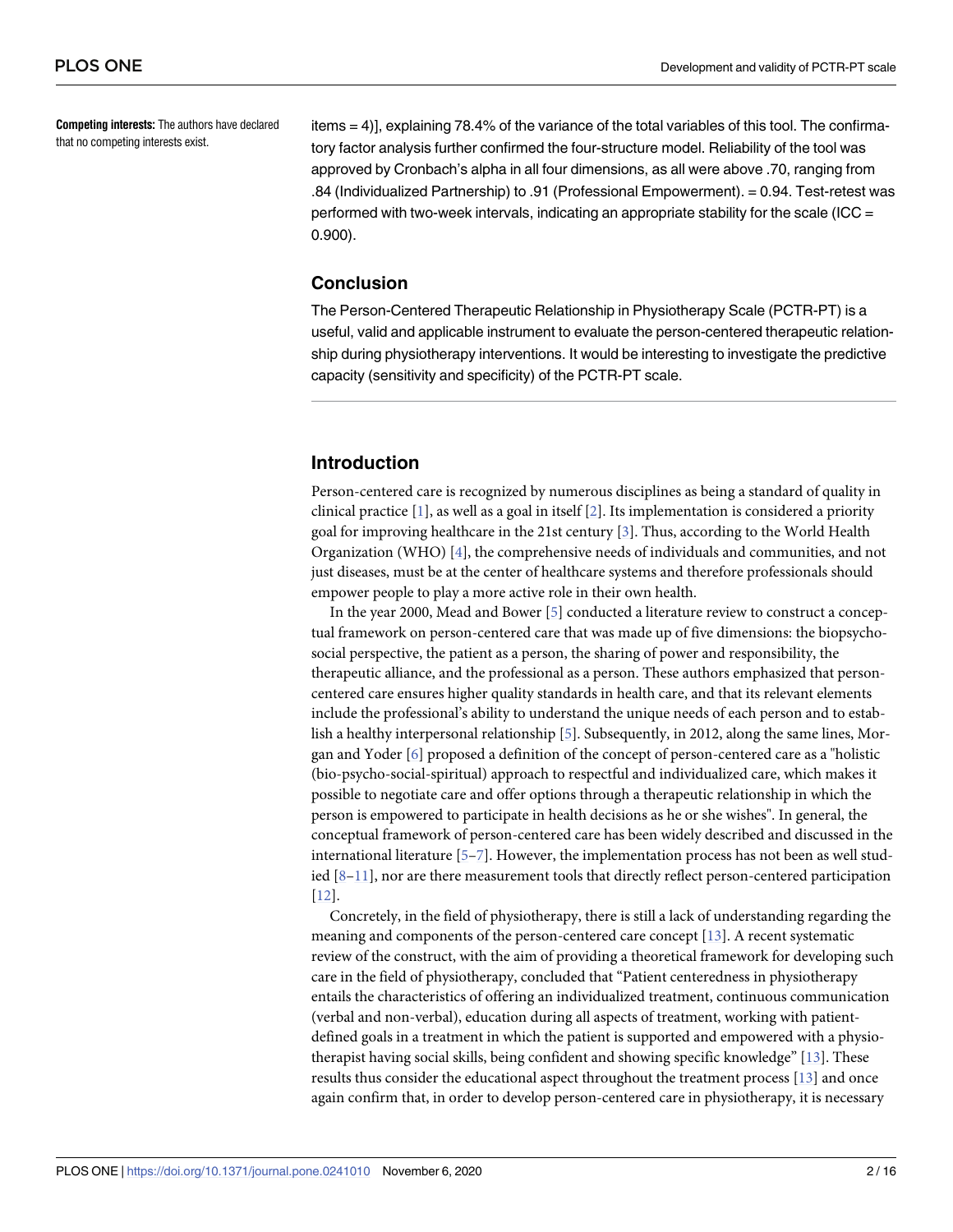**Competing interests:** The authors have declared that no competing interests exist.

items = 4)], explaining 78.4% of the variance of the total variables of this tool. The confirmatory factor analysis further confirmed the four-structure model. Reliability of the tool was approved by Cronbach's alpha in all four dimensions, as all were above .70, ranging from .84 (Individualized Partnership) to .91 (Professional Empowerment). = 0.94. Test-retest was performed with two-week intervals, indicating an appropriate stability for the scale (ICC = 0.900).

## Conclusion

The Person-Centered Therapeutic Relationship in Physiotherapy Scale (PCTR-PT) is a useful, valid and applicable instrument to evaluate the person-centered therapeutic relationship during physiotherapy interventions. It would be interesting to investigate the predictive capacity (sensitivity and specificity) of the PCTR-PT scale.

## Introduction

Person-centered care is recognized by numerous disciplines as being a standard of quality in clinical practice [1], as well as a goal in itself [2]. Its implementation is considered a priority goal for improving healthcare in the 21st century [3]. Thus, according to the World Health Organization (WHO) [4], the comprehensive needs of individuals and communities, and not just diseases, must be at the center of healthcare systems and therefore professionals should empower people to play a more active role in their own health.

In the year 2000, Mead and Bower [5] conducted a literature review to construct a conceptual framework on person-centered care that was made up of five dimensions: the biopsychosocial perspective, the patient as a person, the sharing of power and responsibility, the therapeutic alliance, and the professional as a person. These authors emphasized that person-centered care ensures higher quality standards in health care, and that its relevant elements include the professional's ability to understand the unique needs of each person and to establish a healthy interpersonal relationship [5]. Subsequently, in 2012, along the same lines, Morgan and Yoder [6] proposed a definition of the concept of person-centered care as a "holistic (bio-psycho-social-spiritual) approach to respectful and individualized care, which makes it possible to negotiate care and offer options through a therapeutic relationship in which the person is empowered to participate in health decisions as he or she wishes". In general, the conceptual framework of person-centered care has been widely described and discussed in the international literature [5–7]. However, the implementation process has not been as well studied [8–11], nor are there measurement tools that directly reflect person-centered participation [12].

Concretely, in the field of physiotherapy, there is still a lack of understanding regarding the meaning and components of the person-centered care concept [13]. A recent systematic review of the construct, with the aim of providing a theoretical framework for developing such care in the field of physiotherapy, concluded that "Patient centeredness in physiotherapy entails the characteristics of offering an individualized treatment, continuous communication (verbal and non-verbal), education during all aspects of treatment, working with patient-defined goals in a treatment in which the patient is supported and empowered with a physiotherapist having social skills, being confident and showing specific knowledge" [13]. These results thus consider the educational aspect throughout the treatment process [13] and once again confirm that, in order to develop person-centered care in physiotherapy, it is necessary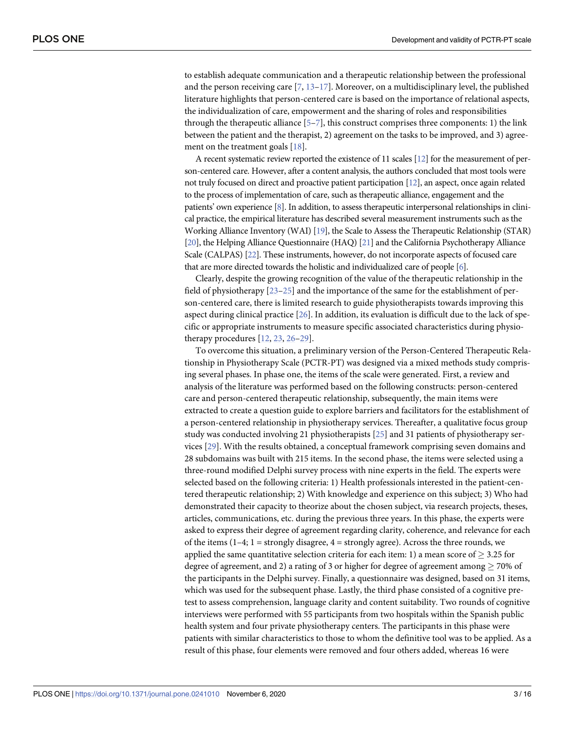to establish adequate communication and a therapeutic relationship between the professional and the person receiving care [7, 13–17]. Moreover, on a multidisciplinary level, the published literature highlights that person-centered care is based on the importance of relational aspects, the individualization of care, empowerment and the sharing of roles and responsibilities through the therapeutic alliance [5–7], this construct comprises three components: 1) the link between the patient and the therapist, 2) agreement on the tasks to be improved, and 3) agreement on the treatment goals [18].

A recent systematic review reported the existence of 11 scales [12] for the measurement of person-centered care. However, after a content analysis, the authors concluded that most tools were not truly focused on direct and proactive patient participation [12], an aspect, once again related to the process of implementation of care, such as therapeutic alliance, engagement and the patients' own experience [8]. In addition, to assess therapeutic interpersonal relationships in clinical practice, the empirical literature has described several measurement instruments such as the Working Alliance Inventory (WAI) [19], the Scale to Assess the Therapeutic Relationship (STAR) [20], the Helping Alliance Questionnaire (HAQ) [21] and the California Psychotherapy Alliance Scale (CALPAS) [22]. These instruments, however, do not incorporate aspects of focused care that are more directed towards the holistic and individualized care of people [6].

Clearly, despite the growing recognition of the value of the therapeutic relationship in the field of physiotherapy [23–25] and the importance of the same for the establishment of person-centered care, there is limited research to guide physiotherapists towards improving this aspect during clinical practice [26]. In addition, its evaluation is difficult due to the lack of specific or appropriate instruments to measure specific associated characteristics during physiotherapy procedures [12, 23, 26–29].

To overcome this situation, a preliminary version of the Person-Centered Therapeutic Relationship in Physiotherapy Scale (PCTR-PT) was designed via a mixed methods study comprising several phases. In phase one, the items of the scale were generated. First, a review and analysis of the literature was performed based on the following constructs: person-centered care and person-centered therapeutic relationship, subsequently, the main items were extracted to create a question guide to explore barriers and facilitators for the establishment of a person-centered relationship in physiotherapy services. Thereafter, a qualitative focus group study was conducted involving 21 physiotherapists [25] and 31 patients of physiotherapy services [29]. With the results obtained, a conceptual framework comprising seven domains and 28 subdomains was built with 215 items. In the second phase, the items were selected using a three-round modified Delphi survey process with nine experts in the field. The experts were selected based on the following criteria: 1) Health professionals interested in the patient-centered therapeutic relationship; 2) With knowledge and experience on this subject; 3) Who had demonstrated their capacity to theorize about the chosen subject, via research projects, theses, articles, communications, etc. during the previous three years. In this phase, the experts were asked to express their degree of agreement regarding clarity, coherence, and relevance for each of the items (1–4; 1 = strongly disagree, 4 = strongly agree). Across the three rounds, we applied the same quantitative selection criteria for each item: 1) a mean score of $\geq$ 3.25 for degree of agreement, and 2) a rating of 3 or higher for degree of agreement among $\geq$ 70% of the participants in the Delphi survey. Finally, a questionnaire was designed, based on 31 items, which was used for the subsequent phase. Lastly, the third phase consisted of a cognitive pretest to assess comprehension, language clarity and content suitability. Two rounds of cognitive interviews were performed with 55 participants from two hospitals within the Spanish public health system and four private physiotherapy centers. The participants in this phase were patients with similar characteristics to those to whom the definitive tool was to be applied. As a result of this phase, four elements were removed and four others added, whereas 16 were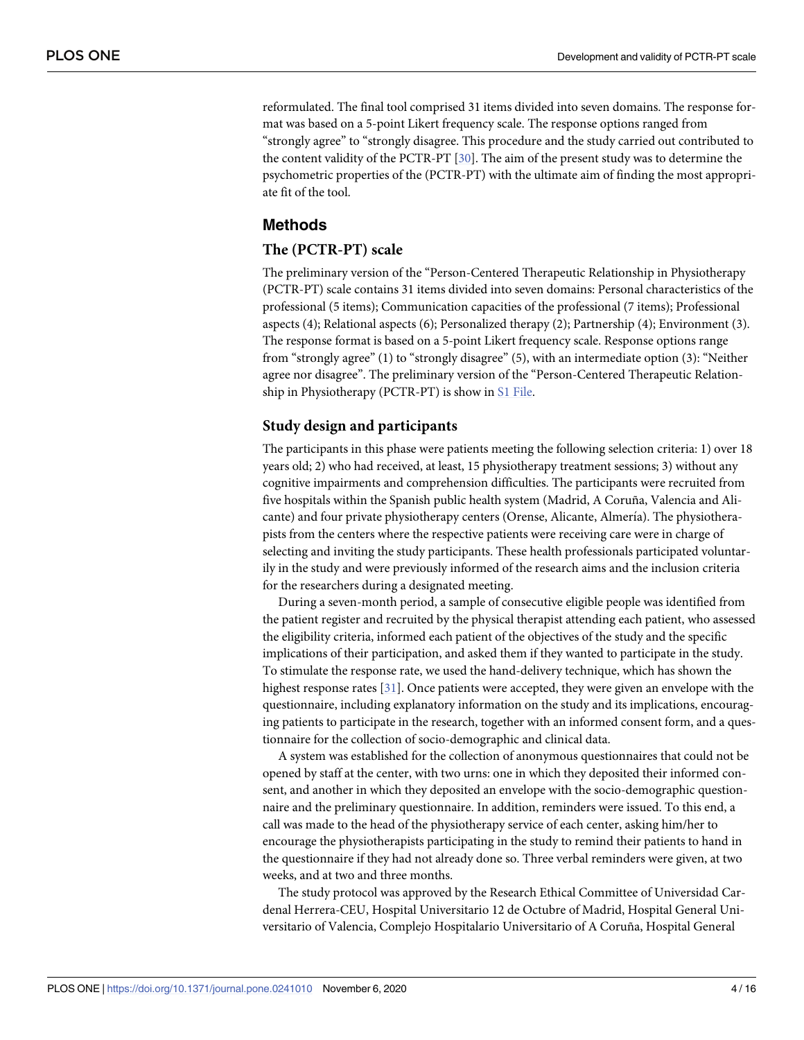reformulated. The final tool comprised 31 items divided into seven domains. The response format was based on a 5-point Likert frequency scale. The response options ranged from "strongly agree" to "strongly disagree. This procedure and the study carried out contributed to the content validity of the PCTR-PT [30]. The aim of the present study was to determine the psychometric properties of the (PCTR-PT) with the ultimate aim of finding the most appropriate fit of the tool.

## Methods

### The (PCTR-PT) scale

The preliminary version of the "Person-Centered Therapeutic Relationship in Physiotherapy (PCTR-PT) scale contains 31 items divided into seven domains: Personal characteristics of the professional (5 items); Communication capacities of the professional (7 items); Professional aspects (4); Relational aspects (6); Personalized therapy (2); Partnership (4); Environment (3). The response format is based on a 5-point Likert frequency scale. Response options range from "strongly agree" (1) to "strongly disagree" (5), with an intermediate option (3): "Neither agree nor disagree". The preliminary version of the "Person-Centered Therapeutic Relationship in Physiotherapy (PCTR-PT) is show in S1 File.

### Study design and participants

The participants in this phase were patients meeting the following selection criteria: 1) over 18 years old; 2) who had received, at least, 15 physiotherapy treatment sessions; 3) without any cognitive impairments and comprehension difficulties. The participants were recruited from five hospitals within the Spanish public health system (Madrid, A Coruña, Valencia and Alicante) and four private physiotherapy centers (Orense, Alicante, Almería). The physiotherapists from the centers where the respective patients were receiving care were in charge of selecting and inviting the study participants. These health professionals participated voluntarily in the study and were previously informed of the research aims and the inclusion criteria for the researchers during a designated meeting.

During a seven-month period, a sample of consecutive eligible people was identified from the patient register and recruited by the physical therapist attending each patient, who assessed the eligibility criteria, informed each patient of the objectives of the study and the specific implications of their participation, and asked them if they wanted to participate in the study. To stimulate the response rate, we used the hand-delivery technique, which has shown the highest response rates [31]. Once patients were accepted, they were given an envelope with the questionnaire, including explanatory information on the study and its implications, encouraging patients to participate in the research, together with an informed consent form, and a questionnaire for the collection of socio-demographic and clinical data.

A system was established for the collection of anonymous questionnaires that could not be opened by staff at the center, with two urns: one in which they deposited their informed consent, and another in which they deposited an envelope with the socio-demographic questionnaire and the preliminary questionnaire. In addition, reminders were issued. To this end, a call was made to the head of the physiotherapy service of each center, asking him/her to encourage the physiotherapists participating in the study to remind their patients to hand in the questionnaire if they had not already done so. Three verbal reminders were given, at two weeks, and at two and three months.

The study protocol was approved by the Research Ethical Committee of Universidad Cardenal Herrera-CEU, Hospital Universitario 12 de Octubre of Madrid, Hospital General Universitario of Valencia, Complejo Hospitalario Universitario of A Coruña, Hospital General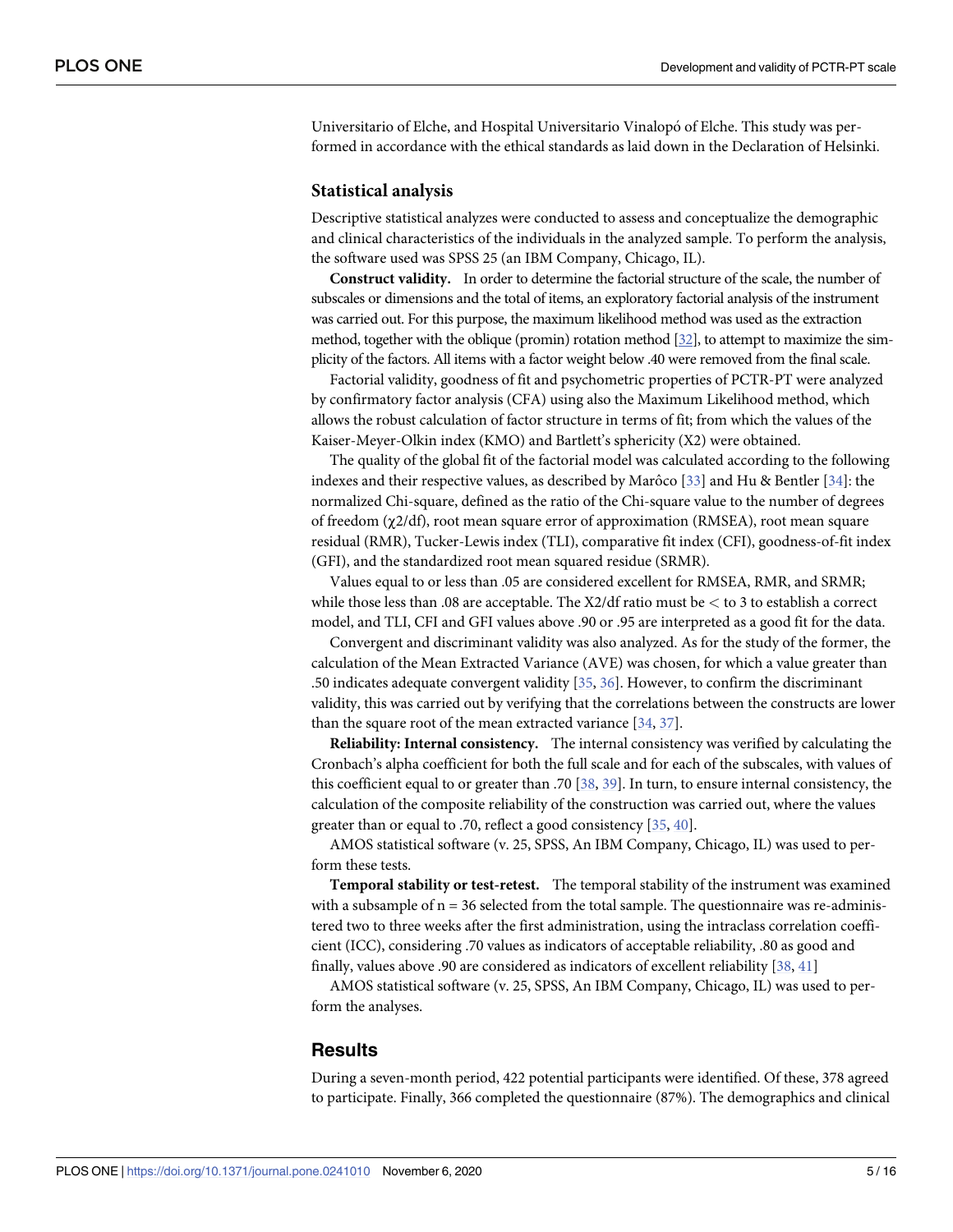Universitario of Elche, and Hospital Universitario Vinalopó of Elche. This study was performed in accordance with the ethical standards as laid down in the Declaration of Helsinki.

## Statistical analysis

Descriptive statistical analyzes were conducted to assess and conceptualize the demographic and clinical characteristics of the individuals in the analyzed sample. To perform the analysis, the software used was SPSS 25 (an IBM Company, Chicago, IL).

**Construct validity.** In order to determine the factorial structure of the scale, the number of subscales or dimensions and the total of items, an exploratory factorial analysis of the instrument was carried out. For this purpose, the maximum likelihood method was used as the extraction method, together with the oblique (promin) rotation method [32], to attempt to maximize the simplicity of the factors. All items with a factor weight below .40 were removed from the final scale.

Factorial validity, goodness of fit and psychometric properties of PCTR-PT were analyzed by confirmatory factor analysis (CFA) using also the Maximum Likelihood method, which allows the robust calculation of factor structure in terms of fit; from which the values of the Kaiser-Meyer-Olkin index (KMO) and Bartlett's sphericity (X2) were obtained.

The quality of the global fit of the factorial model was calculated according to the following indexes and their respective values, as described by Marôco [33] and Hu & Bentler [34]: the normalized Chi-square, defined as the ratio of the Chi-square value to the number of degrees of freedom ($\chi 2$/df), root mean square error of approximation (RMSEA), root mean square residual (RMR), Tucker-Lewis index (TLI), comparative fit index (CFI), goodness-of-fit index (GFI), and the standardized root mean squared residue (SRMR).

Values equal to or less than .05 are considered excellent for RMSEA, RMR, and SRMR; while those less than .08 are acceptable. The X2/df ratio must be < to 3 to establish a correct model, and TLI, CFI and GFI values above .90 or .95 are interpreted as a good fit for the data.

Convergent and discriminant validity was also analyzed. As for the study of the former, the calculation of the Mean Extracted Variance (AVE) was chosen, for which a value greater than .50 indicates adequate convergent validity [35, 36]. However, to confirm the discriminant validity, this was carried out by verifying that the correlations between the constructs are lower than the square root of the mean extracted variance [34, 37].

**Reliability: Internal consistency.** The internal consistency was verified by calculating the Cronbach's alpha coefficient for both the full scale and for each of the subscales, with values of this coefficient equal to or greater than .70 [38, 39]. In turn, to ensure internal consistency, the calculation of the composite reliability of the construction was carried out, where the values greater than or equal to .70, reflect a good consistency [35, 40].

AMOS statistical software (v. 25, SPSS, An IBM Company, Chicago, IL) was used to perform these tests.

**Temporal stability or test-retest.** The temporal stability of the instrument was examined with a subsample of n = 36 selected from the total sample. The questionnaire was re-administered two to three weeks after the first administration, using the intraclass correlation coefficient (ICC), considering .70 values as indicators of acceptable reliability, .80 as good and finally, values above .90 are considered as indicators of excellent reliability [38, 41]

AMOS statistical software (v. 25, SPSS, An IBM Company, Chicago, IL) was used to perform the analyses.

# Results

During a seven-month period, 422 potential participants were identified. Of these, 378 agreed to participate. Finally, 366 completed the questionnaire (87%). The demographics and clinical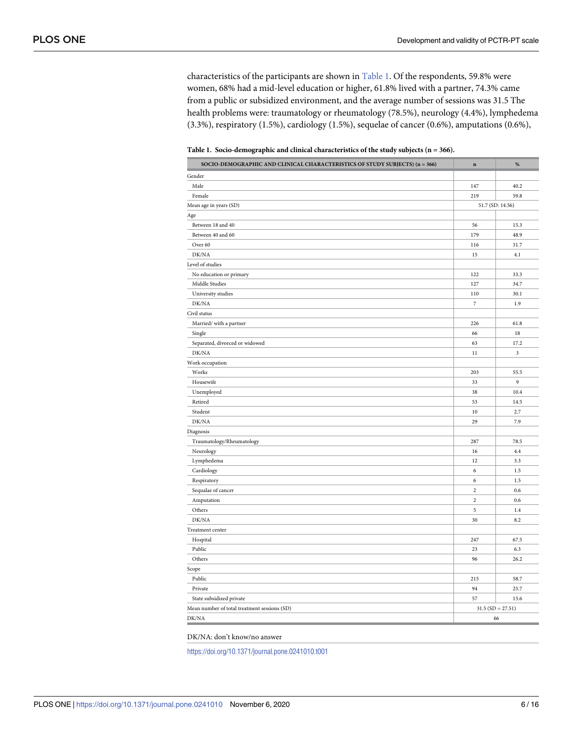characteristics of the participants are shown in Table 1. Of the respondents, 59.8% were women, 68% had a mid-level education or higher, 61.8% lived with a partner, 74.3% came from a public or subsidized environment, and the average number of sessions was 31.5 The health problems were: traumatology or rheumatology (78.5%), neurology (4.4%), lymphedema (3.3%), respiratory (1.5%), cardiology (1.5%), sequelae of cancer (0.6%), amputations (0.6%),

**Table 1. Socio-demographic and clinical characteristics of the study subjects (n = 366).**

| SOCIO-DEMOGRAPHIC AND CLINICAL CHARACTERISTICS OF STUDY SUBJECTS) (n = 366) | n | % |
|---|---|---|
| Gender | | |
| Male | 147 | 40.2 |
| Female | 219 | 59.8 |
| Mean age in years (SD) | 51.7 (SD: 14.56) | |
| Age | | |
| Between 18 and 40 | 56 | 15.3 |
| Between 40 and 60 | 179 | 48.9 |
| Over 60 | 116 | 31.7 |
| DK/NA | 15 | 4.1 |
| Level of studies | | |
| No education or primary | 122 | 33.3 |
| Middle Studies | 127 | 34.7 |
| University studies | 110 | 30.1 |
| DK/NA | 7 | 1.9 |
| Civil status | | |
| Married/ with a partner | 226 | 61.8 |
| Single | 66 | 18 |
| Separated, divorced or widowed | 63 | 17.2 |
| DK/NA | 11 | 3 |
| Work occupation | | |
| Works | 203 | 55.5 |
| Housewife | 33 | 9 |
| Unemployed | 38 | 10.4 |
| Retired | 53 | 14.5 |
| Student | 10 | 2.7 |
| DK/NA | 29 | 7.9 |
| Diagnosis | | |
| Traumatology/Rheumatology | 287 | 78.5 |
| Neurology | 16 | 4.4 |
| Lymphedema | 12 | 3.3 |
| Cardiology | 6 | 1.5 |
| Respiratory | 6 | 1.5 |
| Sequalae of cancer | 2 | 0.6 |
| Amputation | 2 | 0.6 |
| Others | 5 | 1.4 |
| DK/NA | 30 | 8.2 |
| Treatment center | | |
| Hospital | 247 | 67.5 |
| Public | 23 | 6.3 |
| Others | 96 | 26.2 |
| Scope | | |
| Public | 215 | 58.7 |
| Private | 94 | 25.7 |
| State subsidized private | 57 | 15.6 |
| Mean number of total treatment sessions (SD) | 31.5 (SD = 27.51) | |
| DK/NA | 66 | |

DK/NA: don't know/no answer

https://doi.org/10.1371/journal.pone.0241010.t001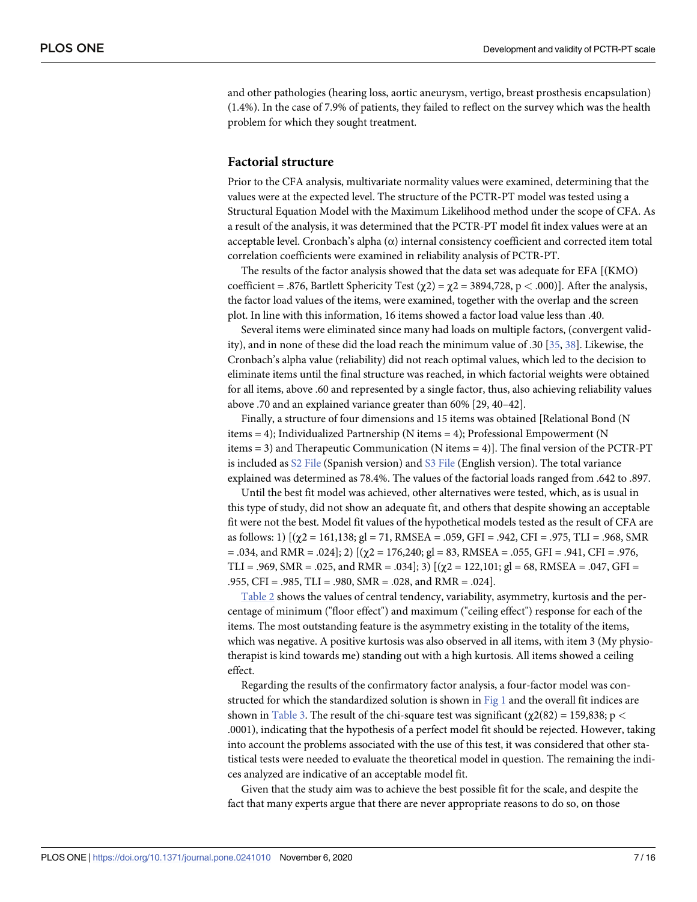and other pathologies (hearing loss, aortic aneurysm, vertigo, breast prosthesis encapsulation) (1.4%). In the case of 7.9% of patients, they failed to reflect on the survey which was the health problem for which they sought treatment.

## Factorial structure

Prior to the CFA analysis, multivariate normality values were examined, determining that the values were at the expected level. The structure of the PCTR-PT model was tested using a Structural Equation Model with the Maximum Likelihood method under the scope of CFA. As a result of the analysis, it was determined that the PCTR-PT model fit index values were at an acceptable level. Cronbach's alpha (α) internal consistency coefficient and corrected item total correlation coefficients were examined in reliability analysis of PCTR-PT.

The results of the factor analysis showed that the data set was adequate for EFA [(KMO) coefficient = .876, Bartlett Sphericity Test ($\chi 2$) = $\chi 2$ = 3894,728, $p < .000$)]. After the analysis, the factor load values of the items, were examined, together with the overlap and the screen plot. In line with this information, 16 items showed a factor load value less than .40.

Several items were eliminated since many had loads on multiple factors, (convergent validity), and in none of these did the load reach the minimum value of .30 [35, 38]. Likewise, the Cronbach's alpha value (reliability) did not reach optimal values, which led to the decision to eliminate items until the final structure was reached, in which factorial weights were obtained for all items, above .60 and represented by a single factor, thus, also achieving reliability values above .70 and an explained variance greater than 60% [29, 40–42].

Finally, a structure of four dimensions and 15 items was obtained [Relational Bond (N items = 4); Individualized Partnership (N items = 4); Professional Empowerment (N items = 3) and Therapeutic Communication (N items = 4)]. The final version of the PCTR-PT is included as S2 File (Spanish version) and S3 File (English version). The total variance explained was determined as 78.4%. The values of the factorial loads ranged from .642 to .897.

Until the best fit model was achieved, other alternatives were tested, which, as is usual in this type of study, did not show an adequate fit, and others that despite showing an acceptable fit were not the best. Model fit values of the hypothetical models tested as the result of CFA are as follows: 1) [($\chi 2$ = 161,138; gl = 71, RMSEA = .059, GFI = .942, CFI = .975, TLI = .968, SMR = .034, and RMR = .024]; 2) [($\chi 2$ = 176,240; gl = 83, RMSEA = .055, GFI = .941, CFI = .976, TLI = .969, SMR = .025, and RMR = .034]; 3) [($\chi 2$ = 122,101; gl = 68, RMSEA = .047, GFI = .955, CFI = .985, TLI = .980, SMR = .028, and RMR = .024].

Table 2 shows the values of central tendency, variability, asymmetry, kurtosis and the percentage of minimum ("floor effect") and maximum ("ceiling effect") response for each of the items. The most outstanding feature is the asymmetry existing in the totality of the items, which was negative. A positive kurtosis was also observed in all items, with item 3 (My physiotherapist is kind towards me) standing out with a high kurtosis. All items showed a ceiling effect.

Regarding the results of the confirmatory factor analysis, a four-factor model was constructed for which the standardized solution is shown in Fig 1 and the overall fit indices are shown in Table 3. The result of the chi-square test was significant ($\chi 2(82)$ = 159,838; $p < .0001$), indicating that the hypothesis of a perfect model fit should be rejected. However, taking into account the problems associated with the use of this test, it was considered that other statistical tests were needed to evaluate the theoretical model in question. The remaining the indices analyzed are indicative of an acceptable model fit.

Given that the study aim was to achieve the best possible fit for the scale, and despite the fact that many experts argue that there are never appropriate reasons to do so, on those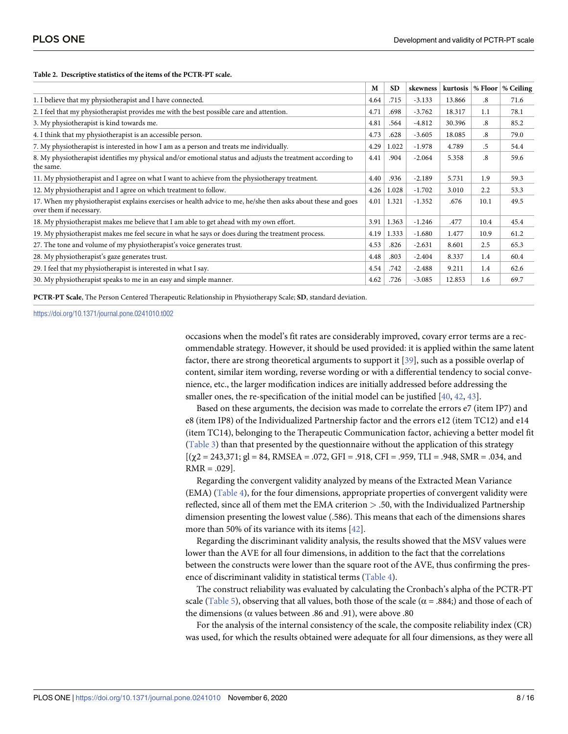**Table 2. Descriptive statistics of the items of the PCTR-PT scale.**

| | M | SD | skewness | kurtosis | % Floor | % Ceiling |
|---|---|---|---|---|---|---|
| 1. I believe that my physiotherapist and I have connected. | 4.64 | .715 | -3.133 | 13.866 | .8 | 71.6 |
| 2. I feel that my physiotherapist provides me with the best possible care and attention. | 4.71 | .698 | -3.762 | 18.317 | 1.1 | 78.1 |
| 3. My physiotherapist is kind towards me. | 4.81 | .564 | -4.812 | 30.396 | .8 | 85.2 |
| 4. I think that my physiotherapist is an accessible person. | 4.73 | .628 | -3.605 | 18.085 | .8 | 79.0 |
| 7. My physiotherapist is interested in how I am as a person and treats me individually. | 4.29 | 1.022 | -1.978 | 4.789 | .5 | 54.4 |
| 8. My physiotherapist identifies my physical and/or emotional status and adjusts the treatment according to the same. | 4.41 | .904 | -2.064 | 5.358 | .8 | 59.6 |
| 11. My physiotherapist and I agree on what I want to achieve from the physiotherapy treatment. | 4.40 | .936 | -2.189 | 5.731 | 1.9 | 59.3 |
| 12. My physiotherapist and I agree on which treatment to follow. | 4.26 | 1.028 | -1.702 | 3.010 | 2.2 | 53.3 |
| 17. When my physiotherapist explains exercises or health advice to me, he/she then asks about these and goes over them if necessary. | 4.01 | 1.321 | -1.352 | .676 | 10.1 | 49.5 |
| 18. My physiotherapist makes me believe that I am able to get ahead with my own effort. | 3.91 | 1.363 | -1.246 | .477 | 10.4 | 45.4 |
| 19. My physiotherapist makes me feel secure in what he says or does during the treatment process. | 4.19 | 1.333 | -1.680 | 1.477 | 10.9 | 61.2 |
| 27. The tone and volume of my physiotherapist's voice generates trust. | 4.53 | .826 | -2.631 | 8.601 | 2.5 | 65.3 |
| 28. My physiotherapist's gaze generates trust. | 4.48 | .803 | -2.404 | 8.337 | 1.4 | 60.4 |
| 29. I feel that my physiotherapist is interested in what I say. | 4.54 | .742 | -2.488 | 9.211 | 1.4 | 62.6 |
| 30. My physiotherapist speaks to me in an easy and simple manner. | 4.62 | .726 | -3.085 | 12.853 | 1.6 | 69.7 |

**PCTR-PT Scale**, The Person Centered Therapeutic Relationship in Physiotherapy Scale; **SD**, standard deviation.

https://doi.org/10.1371/journal.pone.0241010.t002

occasions when the model's fit rates are considerably improved, covary error terms are a recommendable strategy. However, it should be used provided: it is applied within the same latent factor, there are strong theoretical arguments to support it [39], such as a possible overlap of content, similar item wording, reverse wording or with a differential tendency to social convenience, etc., the larger modification indices are initially addressed before addressing the smaller ones, the re-specification of the initial model can be justified [40, 42, 43].

Based on these arguments, the decision was made to correlate the errors e7 (item IP7) and e8 (item IP8) of the Individualized Partnership factor and the errors e12 (item TC12) and e14 (item TC14), belonging to the Therapeutic Communication factor, achieving a better model fit (Table 3) than that presented by the questionnaire without the application of this strategy [($\chi2$ = 243,371; gl = 84, RMSEA = .072, GFI = .918, CFI = .959, TLI = .948, SMR = .034, and RMR = .029].

Regarding the convergent validity analyzed by means of the Extracted Mean Variance (EMA) (Table 4), for the four dimensions, appropriate properties of convergent validity were reflected, since all of them met the EMA criterion > .50, with the Individualized Partnership dimension presenting the lowest value (.586). This means that each of the dimensions shares more than 50% of its variance with its items [42].

Regarding the discriminant validity analysis, the results showed that the MSV values were lower than the AVE for all four dimensions, in addition to the fact that the correlations between the constructs were lower than the square root of the AVE, thus confirming the presence of discriminant validity in statistical terms (Table 4).

The construct reliability was evaluated by calculating the Cronbach's alpha of the PCTR-PT scale (Table 5), observing that all values, both those of the scale ($\alpha$ = .884;) and those of each of the dimensions ($\alpha$ values between .86 and .91), were above .80

For the analysis of the internal consistency of the scale, the composite reliability index (CR) was used, for which the results obtained were adequate for all four dimensions, as they were all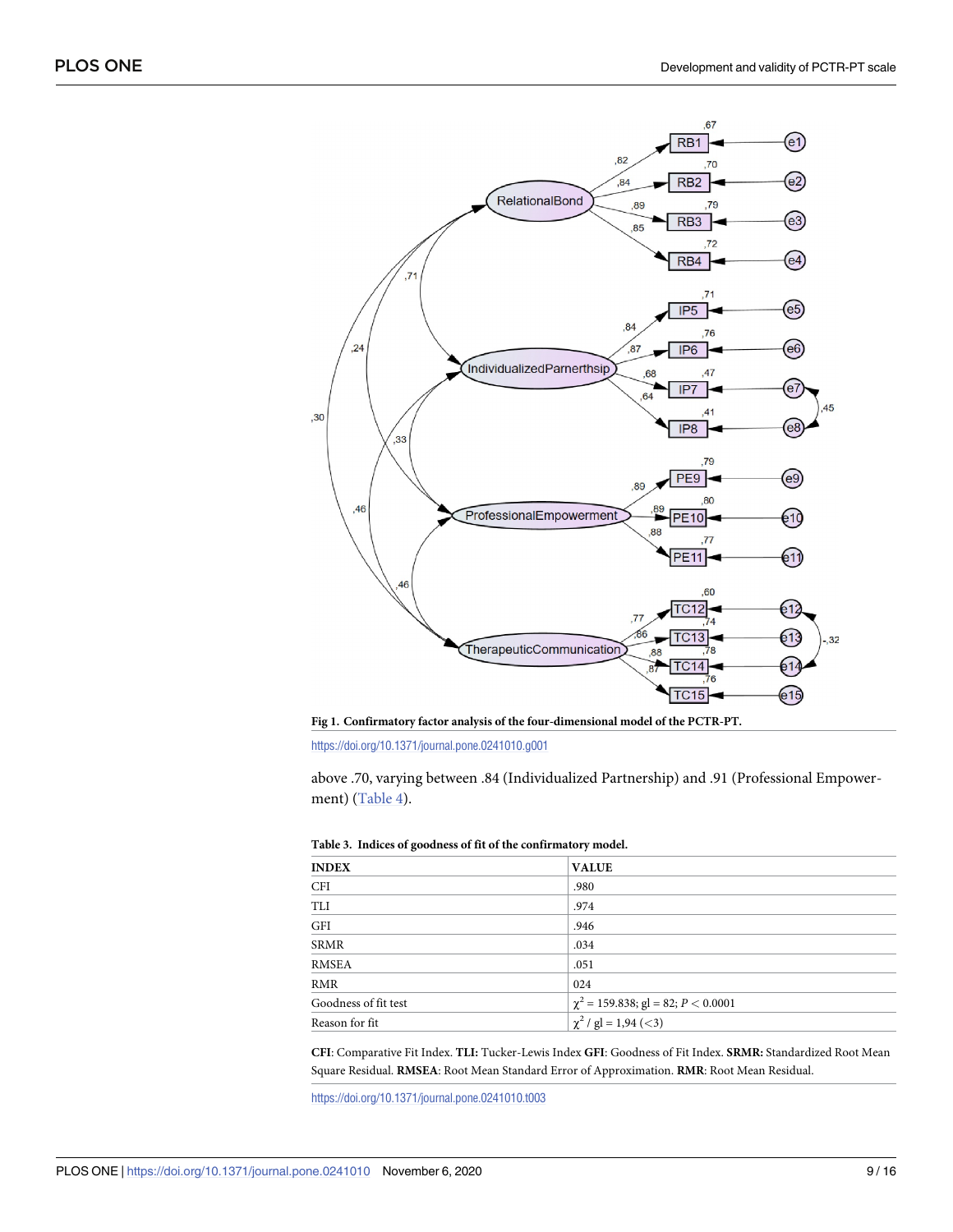**Fig 1. Confirmatory factor analysis of the four-dimensional model of the PCTR-PT.**

https://doi.org/10.1371/journal.pone.0241010.g001

above .70, varying between .84 (Individualized Partnership) and .91 (Professional Empowerment) (Table 4).

**Table 3. Indices of goodness of fit of the confirmatory model.**

| INDEX | VALUE |
|---|---|
| CFI | .980 |
| TLI | .974 |
| GFI | .946 |
| SRMR | .034 |
| RMSEA | .051 |
| RMR | 024 |
| Goodness of fit test | $\chi^2$ = 159.838; gl = 82; $P < 0.0001$ |
| Reason for fit | $\chi^2$ / gl = 1,94 (<3) |

**CFI**: Comparative Fit Index. **TLI:** Tucker-Lewis Index **GFI**: Goodness of Fit Index. **SRMR:** Standardized Root Mean Square Residual. **RMSEA**: Root Mean Standard Error of Approximation. **RMR**: Root Mean Residual.

https://doi.org/10.1371/journal.pone.0241010.t003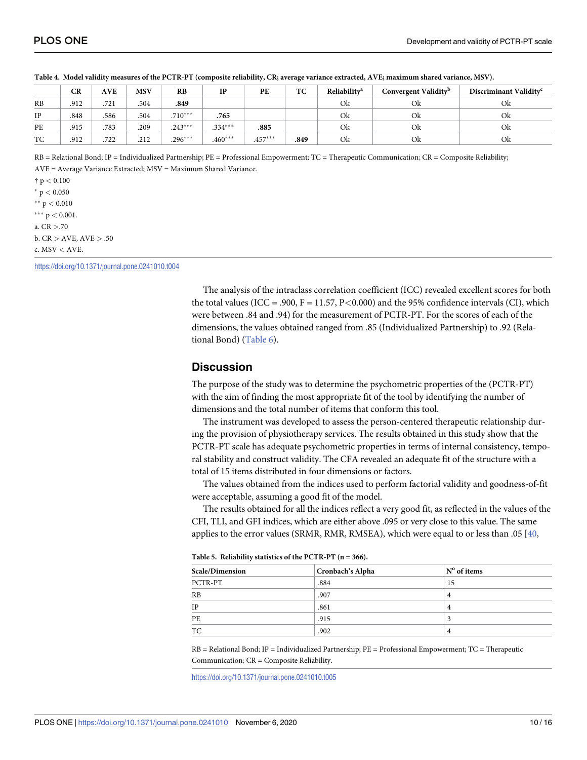**Table 4. Model validity measures of the PCTR-PT (composite reliability, CR; average variance extracted, AVE; maximum shared variance, MSV).**

| | CR | AVE | MSV | RB | IP | PE | TC | Reliability[a] | Convergent Validity[b] | Discriminant Validity[c] |
|---|---|---|---|---|---|---|---|---|---|---|
| RB | .912 | .721 | .504 | **.849** | | | | Ok | Ok | Ok |
| IP | .848 | .586 | .504 | .710*** | **.765** | | | Ok | Ok | Ok |
| PE | .915 | .783 | .209 | .243*** | .334*** | **.885** | | Ok | Ok | Ok |
| TC | .912 | .722 | .212 | .296*** | .460*** | .457*** | **.849** | Ok | Ok | Ok |

RB = Relational Bond; IP = Individualized Partnership; PE = Professional Empowerment; TC = Therapeutic Communication; CR = Composite Reliability; AVE = Average Variance Extracted; MSV = Maximum Shared Variance.

† p < 0.100

* p < 0.050

** p < 0.010

*** p < 0.001.

a. CR >.70

b. CR > AVE, AVE > .50

c. MSV < AVE.

https://doi.org/10.1371/journal.pone.0241010.t004

The analysis of the intraclass correlation coefficient (ICC) revealed excellent scores for both the total values (ICC = .900, F = 11.57, P<0.000) and the 95% confidence intervals (CI), which were between .84 and .94) for the measurement of PCTR-PT. For the scores of each of the dimensions, the values obtained ranged from .85 (Individualized Partnership) to .92 (Relational Bond) (Table 6).

## Discussion

The purpose of the study was to determine the psychometric properties of the (PCTR-PT) with the aim of finding the most appropriate fit of the tool by identifying the number of dimensions and the total number of items that conform this tool.

The instrument was developed to assess the person-centered therapeutic relationship during the provision of physiotherapy services. The results obtained in this study show that the PCTR-PT scale has adequate psychometric properties in terms of internal consistency, temporal stability and construct validity. The CFA revealed an adequate fit of the structure with a total of 15 items distributed in four dimensions or factors.

The values obtained from the indices used to perform factorial validity and goodness-of-fit were acceptable, assuming a good fit of the model.

The results obtained for all the indices reflect a very good fit, as reflected in the values of the CFI, TLI, and GFI indices, which are either above .095 or very close to this value. The same applies to the error values (SRMR, RMR, RMSEA), which were equal to or less than .05 [40,

**Table 5. Reliability statistics of the PCTR-PT (n = 366).**

| Scale/Dimension | Cronbach's Alpha | Nº of items |
|---|---|---|
| PCTR-PT | .884 | 15 |
| RB | .907 | 4 |
| IP | .861 | 4 |
| PE | .915 | 3 |
| TC | .902 | 4 |

RB = Relational Bond; IP = Individualized Partnership; PE = Professional Empowerment; TC = Therapeutic Communication; CR = Composite Reliability.

https://doi.org/10.1371/journal.pone.0241010.t005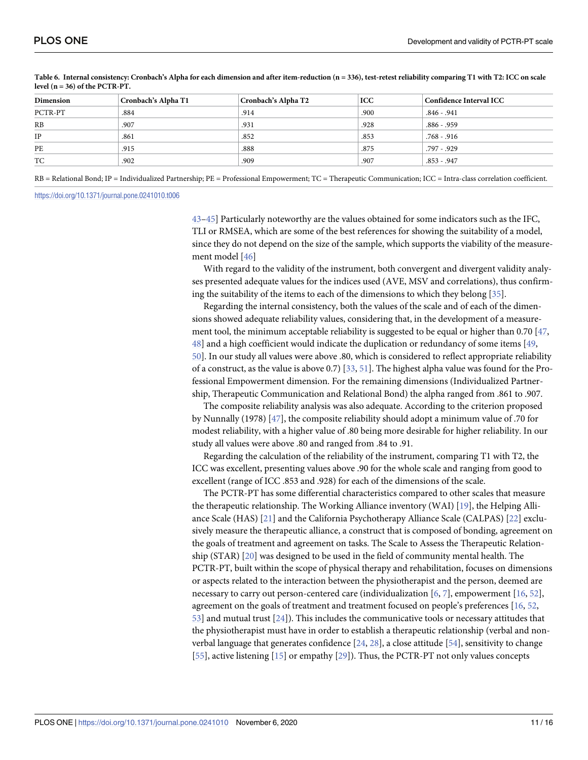**Table 6. Internal consistency: Cronbach's Alpha for each dimension and after item-reduction (n = 336), test-retest reliability comparing T1 with T2: ICC on scale level (n = 36) of the PCTR-PT.**

| Dimension | Cronbach's Alpha T1 | Cronbach's Alpha T2 | ICC | Confidence Interval ICC |
|---|---|---|---|---|
| PCTR-PT | .884 | .914 | .900 | .846 - .941 |
| RB | .907 | .931 | .928 | .886 - .959 |
| IP | .861 | .852 | .853 | .768 - .916 |
| PE | .915 | .888 | .875 | .797 - .929 |
| TC | .902 | .909 | .907 | .853 - .947 |

RB = Relational Bond; IP = Individualized Partnership; PE = Professional Empowerment; TC = Therapeutic Communication; ICC = Intra-class correlation coefficient.

https://doi.org/10.1371/journal.pone.0241010.t006

43–45] Particularly noteworthy are the values obtained for some indicators such as the IFC, TLI or RMSEA, which are some of the best references for showing the suitability of a model, since they do not depend on the size of the sample, which supports the viability of the measurement model [46]

With regard to the validity of the instrument, both convergent and divergent validity analyses presented adequate values for the indices used (AVE, MSV and correlations), thus confirming the suitability of the items to each of the dimensions to which they belong [35].

Regarding the internal consistency, both the values of the scale and of each of the dimensions showed adequate reliability values, considering that, in the development of a measurement tool, the minimum acceptable reliability is suggested to be equal or higher than 0.70 [47, 48] and a high coefficient would indicate the duplication or redundancy of some items [49, 50]. In our study all values were above .80, which is considered to reflect appropriate reliability of a construct, as the value is above 0.7) [33, 51]. The highest alpha value was found for the Professional Empowerment dimension. For the remaining dimensions (Individualized Partnership, Therapeutic Communication and Relational Bond) the alpha ranged from .861 to .907.

The composite reliability analysis was also adequate. According to the criterion proposed by Nunnally (1978) [47], the composite reliability should adopt a minimum value of .70 for modest reliability, with a higher value of .80 being more desirable for higher reliability. In our study all values were above .80 and ranged from .84 to .91.

Regarding the calculation of the reliability of the instrument, comparing T1 with T2, the ICC was excellent, presenting values above .90 for the whole scale and ranging from good to excellent (range of ICC .853 and .928) for each of the dimensions of the scale.

The PCTR-PT has some differential characteristics compared to other scales that measure the therapeutic relationship. The Working Alliance inventory (WAI) [19], the Helping Alliance Scale (HAS) [21] and the California Psychotherapy Alliance Scale (CALPAS) [22] exclusively measure the therapeutic alliance, a construct that is composed of bonding, agreement on the goals of treatment and agreement on tasks. The Scale to Assess the Therapeutic Relationship (STAR) [20] was designed to be used in the field of community mental health. The PCTR-PT, built within the scope of physical therapy and rehabilitation, focuses on dimensions or aspects related to the interaction between the physiotherapist and the person, deemed are necessary to carry out person-centered care (individualization [6, 7], empowerment [16, 52], agreement on the goals of treatment and treatment focused on people's preferences [16, 52, 53] and mutual trust [24]). This includes the communicative tools or necessary attitudes that the physiotherapist must have in order to establish a therapeutic relationship (verbal and non-verbal language that generates confidence [24, 28], a close attitude [54], sensitivity to change [55], active listening [15] or empathy [29]). Thus, the PCTR-PT not only values concepts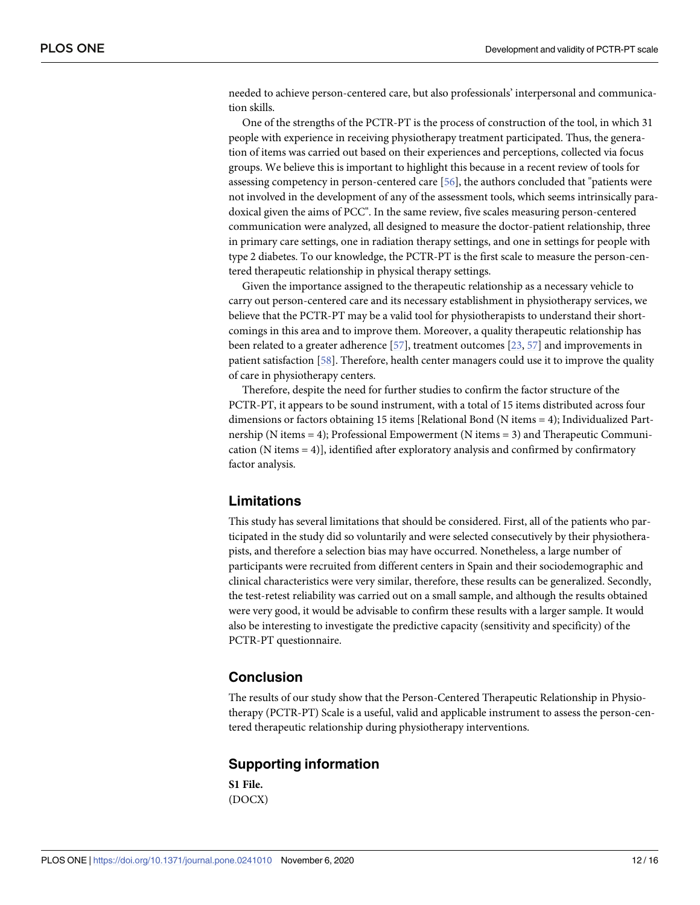needed to achieve person-centered care, but also professionals' interpersonal and communication skills.

One of the strengths of the PCTR-PT is the process of construction of the tool, in which 31 people with experience in receiving physiotherapy treatment participated. Thus, the generation of items was carried out based on their experiences and perceptions, collected via focus groups. We believe this is important to highlight this because in a recent review of tools for assessing competency in person-centered care [56], the authors concluded that "patients were not involved in the development of any of the assessment tools, which seems intrinsically paradoxical given the aims of PCC". In the same review, five scales measuring person-centered communication were analyzed, all designed to measure the doctor-patient relationship, three in primary care settings, one in radiation therapy settings, and one in settings for people with type 2 diabetes. To our knowledge, the PCTR-PT is the first scale to measure the person-centered therapeutic relationship in physical therapy settings.

Given the importance assigned to the therapeutic relationship as a necessary vehicle to carry out person-centered care and its necessary establishment in physiotherapy services, we believe that the PCTR-PT may be a valid tool for physiotherapists to understand their shortcomings in this area and to improve them. Moreover, a quality therapeutic relationship has been related to a greater adherence [57], treatment outcomes [23, 57] and improvements in patient satisfaction [58]. Therefore, health center managers could use it to improve the quality of care in physiotherapy centers.

Therefore, despite the need for further studies to confirm the factor structure of the PCTR-PT, it appears to be sound instrument, with a total of 15 items distributed across four dimensions or factors obtaining 15 items [Relational Bond (N items = 4); Individualized Partnership (N items = 4); Professional Empowerment (N items = 3) and Therapeutic Communication (N items = 4)], identified after exploratory analysis and confirmed by confirmatory factor analysis.

## Limitations

This study has several limitations that should be considered. First, all of the patients who participated in the study did so voluntarily and were selected consecutively by their physiotherapists, and therefore a selection bias may have occurred. Nonetheless, a large number of participants were recruited from different centers in Spain and their sociodemographic and clinical characteristics were very similar, therefore, these results can be generalized. Secondly, the test-retest reliability was carried out on a small sample, and although the results obtained were very good, it would be advisable to confirm these results with a larger sample. It would also be interesting to investigate the predictive capacity (sensitivity and specificity) of the PCTR-PT questionnaire.

## Conclusion

The results of our study show that the Person-Centered Therapeutic Relationship in Physiotherapy (PCTR-PT) Scale is a useful, valid and applicable instrument to assess the person-centered therapeutic relationship during physiotherapy interventions.

## Supporting information

**S1 File.**
(DOCX)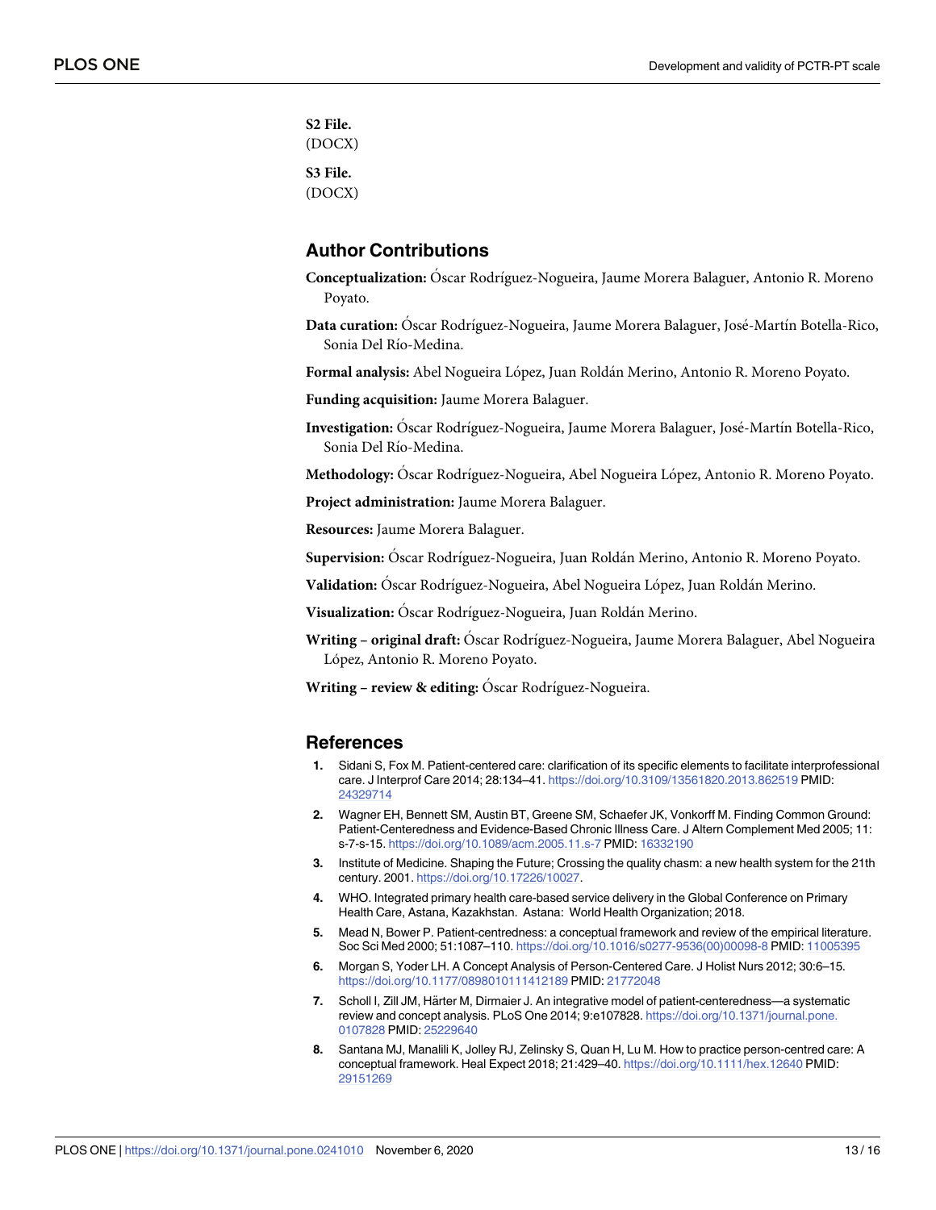**S2 File.**
(DOCX)

**S3 File.**
(DOCX)

## Author Contributions

**Conceptualization:** Óscar Rodríguez-Nogueira, Jaume Morera Balaguer, Antonio R. Moreno Poyato.

**Data curation:** Óscar Rodríguez-Nogueira, Jaume Morera Balaguer, José-Martín Botella-Rico, Sonia Del Río-Medina.

**Formal analysis:** Abel Nogueira López, Juan Roldán Merino, Antonio R. Moreno Poyato.

**Funding acquisition:** Jaume Morera Balaguer.

**Investigation:** Óscar Rodríguez-Nogueira, Jaume Morera Balaguer, José-Martín Botella-Rico, Sonia Del Río-Medina.

**Methodology:** Óscar Rodríguez-Nogueira, Abel Nogueira López, Antonio R. Moreno Poyato.

**Project administration:** Jaume Morera Balaguer.

**Resources:** Jaume Morera Balaguer.

**Supervision:** Óscar Rodríguez-Nogueira, Juan Roldán Merino, Antonio R. Moreno Poyato.

**Validation:** Óscar Rodríguez-Nogueira, Abel Nogueira López, Juan Roldán Merino.

**Visualization:** Óscar Rodríguez-Nogueira, Juan Roldán Merino.

**Writing – original draft:** Óscar Rodríguez-Nogueira, Jaume Morera Balaguer, Abel Nogueira López, Antonio R. Moreno Poyato.

**Writing – review & editing:** Óscar Rodríguez-Nogueira.

## References

1. Sidani S, Fox M. Patient-centered care: clarification of its specific elements to facilitate interprofessional care. J Interprof Care 2014; 28:134–41. https://doi.org/10.3109/13561820.2013.862519 PMID: 24329714
2. Wagner EH, Bennett SM, Austin BT, Greene SM, Schaefer JK, Vonkorff M. Finding Common Ground: Patient-Centeredness and Evidence-Based Chronic Illness Care. J Altern Complement Med 2005; 11: s-7-s-15. https://doi.org/10.1089/acm.2005.11.s-7 PMID: 16332190
3. Institute of Medicine. Shaping the Future; Crossing the quality chasm: a new health system for the 21th century. 2001. https://doi.org/10.17226/10027.
4. WHO. Integrated primary health care-based service delivery in the Global Conference on Primary Health Care, Astana, Kazakhstan. Astana: World Health Organization; 2018.
5. Mead N, Bower P. Patient-centredness: a conceptual framework and review of the empirical literature. Soc Sci Med 2000; 51:1087–110. https://doi.org/10.1016/s0277-9536(00)00098-8 PMID: 11005395
6. Morgan S, Yoder LH. A Concept Analysis of Person-Centered Care. J Holist Nurs 2012; 30:6–15. https://doi.org/10.1177/0898010111412189 PMID: 21772048
7. Scholl I, Zill JM, Härter M, Dirmaier J. An integrative model of patient-centeredness—a systematic review and concept analysis. PLoS One 2014; 9:e107828. https://doi.org/10.1371/journal.pone.0107828 PMID: 25229640
8. Santana MJ, Manalili K, Jolley RJ, Zelinsky S, Quan H, Lu M. How to practice person-centred care: A conceptual framework. Heal Expect 2018; 21:429–40. https://doi.org/10.1111/hex.12640 PMID: 29151269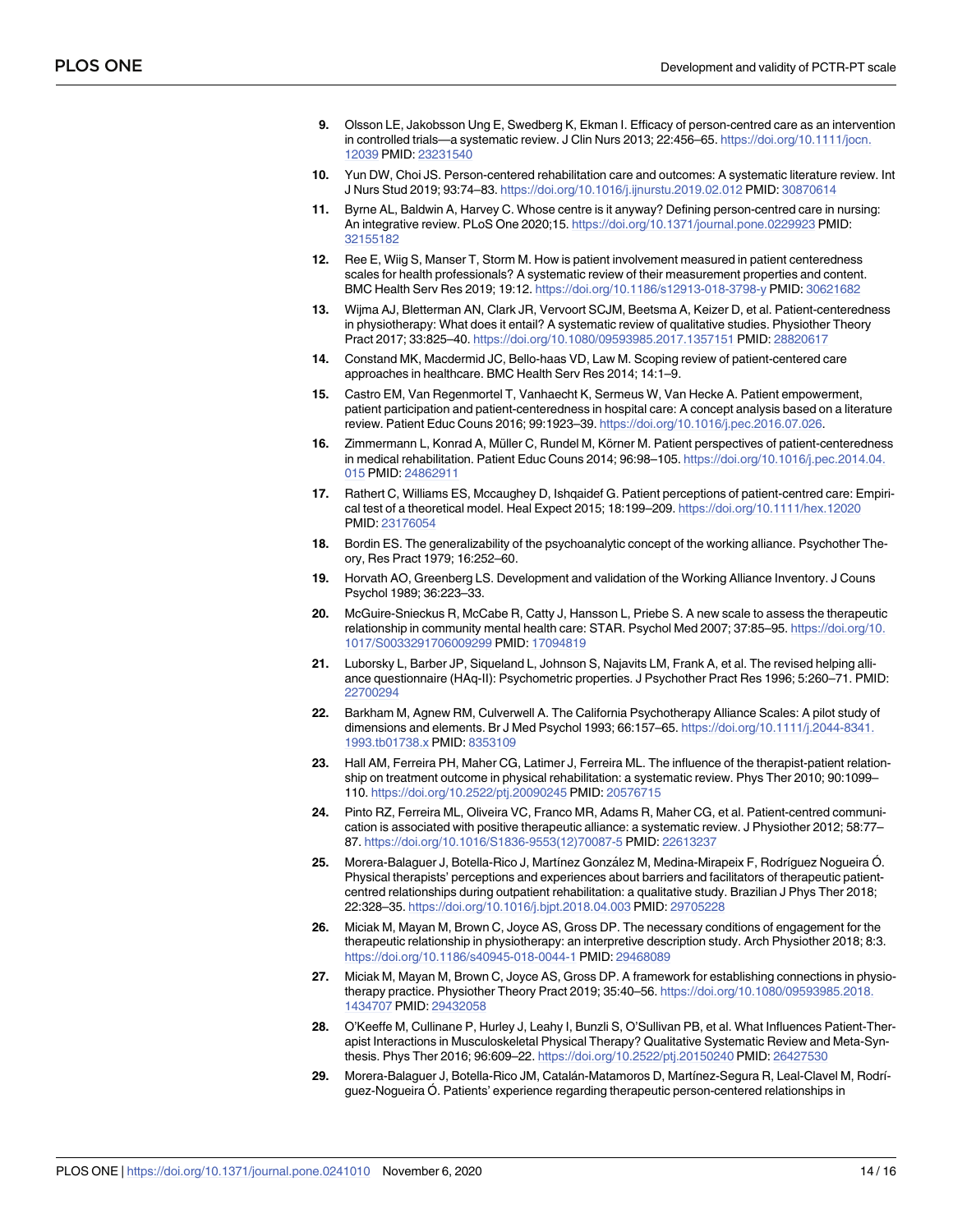9. Olsson LE, Jakobsson Ung E, Swedberg K, Ekman I. Efficacy of person-centred care as an intervention in controlled trials—a systematic review. J Clin Nurs 2013; 22:456–65. https://doi.org/10.1111/jocn.12039 PMID: 23231540

10. Yun DW, Choi JS. Person-centered rehabilitation care and outcomes: A systematic literature review. Int J Nurs Stud 2019; 93:74–83. https://doi.org/10.1016/j.ijnurstu.2019.02.012 PMID: 30870614

11. Byrne AL, Baldwin A, Harvey C. Whose centre is it anyway? Defining person-centred care in nursing: An integrative review. PLoS One 2020;15. https://doi.org/10.1371/journal.pone.0229923 PMID: 32155182

12. Ree E, Wiig S, Manser T, Storm M. How is patient involvement measured in patient centeredness scales for health professionals? A systematic review of their measurement properties and content. BMC Health Serv Res 2019; 19:12. https://doi.org/10.1186/s12913-018-3798-y PMID: 30621682

13. Wijma AJ, Bletterman AN, Clark JR, Vervoort SCJM, Beetsma A, Keizer D, et al. Patient-centeredness in physiotherapy: What does it entail? A systematic review of qualitative studies. Physiother Theory Pract 2017; 33:825–40. https://doi.org/10.1080/09593985.2017.1357151 PMID: 28820617

14. Constand MK, Macdermid JC, Bello-haas VD, Law M. Scoping review of patient-centered care approaches in healthcare. BMC Health Serv Res 2014; 14:1–9.

15. Castro EM, Van Regenmortel T, Vanhaecht K, Sermeus W, Van Hecke A. Patient empowerment, patient participation and patient-centeredness in hospital care: A concept analysis based on a literature review. Patient Educ Couns 2016; 99:1923–39. https://doi.org/10.1016/j.pec.2016.07.026.

16. Zimmermann L, Konrad A, Müller C, Rundel M, Körner M. Patient perspectives of patient-centeredness in medical rehabilitation. Patient Educ Couns 2014; 96:98–105. https://doi.org/10.1016/j.pec.2014.04.015 PMID: 24862911

17. Rathert C, Williams ES, Mccaughey D, Ishqaidef G. Patient perceptions of patient-centred care: Empirical test of a theoretical model. Heal Expect 2015; 18:199–209. https://doi.org/10.1111/hex.12020 PMID: 23176054

18. Bordin ES. The generalizability of the psychoanalytic concept of the working alliance. Psychother Theory, Res Pract 1979; 16:252–60.

19. Horvath AO, Greenberg LS. Development and validation of the Working Alliance Inventory. J Couns Psychol 1989; 36:223–33.

20. McGuire-Snieckus R, McCabe R, Catty J, Hansson L, Priebe S. A new scale to assess the therapeutic relationship in community mental health care: STAR. Psychol Med 2007; 37:85–95. https://doi.org/10.1017/S0033291706009299 PMID: 17094819

21. Luborsky L, Barber JP, Siqueland L, Johnson S, Najavits LM, Frank A, et al. The revised helping alliance questionnaire (HAq-II): Psychometric properties. J Psychother Pract Res 1996; 5:260–71. PMID: 22700294

22. Barkham M, Agnew RM, Culverwell A. The California Psychotherapy Alliance Scales: A pilot study of dimensions and elements. Br J Med Psychol 1993; 66:157–65. https://doi.org/10.1111/j.2044-8341.1993.tb01738.x PMID: 8353109

23. Hall AM, Ferreira PH, Maher CG, Latimer J, Ferreira ML. The influence of the therapist-patient relationship on treatment outcome in physical rehabilitation: a systematic review. Phys Ther 2010; 90:1099–110. https://doi.org/10.2522/ptj.20090245 PMID: 20576715

24. Pinto RZ, Ferreira ML, Oliveira VC, Franco MR, Adams R, Maher CG, et al. Patient-centred communication is associated with positive therapeutic alliance: a systematic review. J Physiother 2012; 58:77–87. https://doi.org/10.1016/S1836-9553(12)70087-5 PMID: 22613237

25. Morera-Balaguer J, Botella-Rico J, Martínez González M, Medina-Mirapeix F, Rodríguez Nogueira Ó. Physical therapists' perceptions and experiences about barriers and facilitators of therapeutic patient-centred relationships during outpatient rehabilitation: a qualitative study. Brazilian J Phys Ther 2018; 22:328–35. https://doi.org/10.1016/j.bjpt.2018.04.003 PMID: 29705228

26. Miciak M, Mayan M, Brown C, Joyce AS, Gross DP. The necessary conditions of engagement for the therapeutic relationship in physiotherapy: an interpretive description study. Arch Physiother 2018; 8:3. https://doi.org/10.1186/s40945-018-0044-1 PMID: 29468089

27. Miciak M, Mayan M, Brown C, Joyce AS, Gross DP. A framework for establishing connections in physiotherapy practice. Physiother Theory Pract 2019; 35:40–56. https://doi.org/10.1080/09593985.2018.1434707 PMID: 29432058

28. O'Keeffe M, Cullinane P, Hurley J, Leahy I, Bunzli S, O'Sullivan PB, et al. What Influences Patient-Therapist Interactions in Musculoskeletal Physical Therapy? Qualitative Systematic Review and Meta-Synthesis. Phys Ther 2016; 96:609–22. https://doi.org/10.2522/ptj.20150240 PMID: 26427530

29. Morera-Balaguer J, Botella-Rico JM, Catalán-Matamoros D, Martínez-Segura R, Leal-Clavel M, Rodríguez-Nogueira Ó. Patients' experience regarding therapeutic person-centered relationships in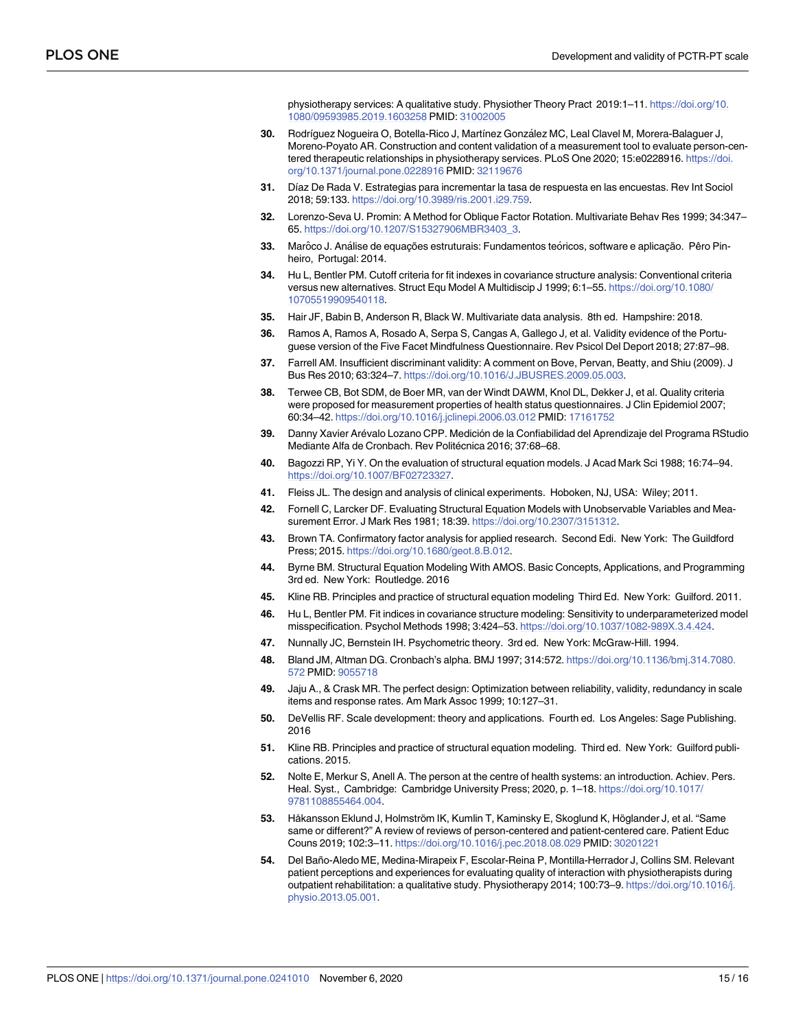physiotherapy services: A qualitative study. Physiother Theory Pract 2019:1–11. https://doi.org/10.1080/09593985.2019.1603258 PMID: 31002005

30. Rodríguez Nogueira O, Botella-Rico J, Martínez González MC, Leal Clavel M, Morera-Balaguer J, Moreno-Poyato AR. Construction and content validation of a measurement tool to evaluate person-centered therapeutic relationships in physiotherapy services. PLoS One 2020; 15:e0228916. https://doi.org/10.1371/journal.pone.0228916 PMID: 32119676

31. Díaz De Rada V. Estrategias para incrementar la tasa de respuesta en las encuestas. Rev Int Sociol 2018; 59:133. https://doi.org/10.3989/ris.2001.i29.759.

32. Lorenzo-Seva U. Promin: A Method for Oblique Factor Rotation. Multivariate Behav Res 1999; 34:347–65. https://doi.org/10.1207/S15327906MBR3403_3.

33. Marôco J. Análise de equações estruturais: Fundamentos teóricos, software e aplicação. Pêro Pinheiro, Portugal: 2014.

34. Hu L, Bentler PM. Cutoff criteria for fit indexes in covariance structure analysis: Conventional criteria versus new alternatives. Struct Equ Model A Multidiscip J 1999; 6:1–55. https://doi.org/10.1080/10705519909540118.

35. Hair JF, Babin B, Anderson R, Black W. Multivariate data analysis. 8th ed. Hampshire: 2018.

36. Ramos A, Ramos A, Rosado A, Serpa S, Cangas A, Gallego J, et al. Validity evidence of the Portuguese version of the Five Facet Mindfulness Questionnaire. Rev Psicol Del Deport 2018; 27:87–98.

37. Farrell AM. Insufficient discriminant validity: A comment on Bove, Pervan, Beatty, and Shiu (2009). J Bus Res 2010; 63:324–7. https://doi.org/10.1016/J.JBUSRES.2009.05.003.

38. Terwee CB, Bot SDM, de Boer MR, van der Windt DAWM, Knol DL, Dekker J, et al. Quality criteria were proposed for measurement properties of health status questionnaires. J Clin Epidemiol 2007; 60:34–42. https://doi.org/10.1016/j.jclinepi.2006.03.012 PMID: 17161752

39. Danny Xavier Arévalo Lozano CPP. Medición de la Confiabilidad del Aprendizaje del Programa RStudio Mediante Alfa de Cronbach. Rev Politécnica 2016; 37:68–68.

40. Bagozzi RP, Yi Y. On the evaluation of structural equation models. J Acad Mark Sci 1988; 16:74–94. https://doi.org/10.1007/BF02723327.

41. Fleiss JL. The design and analysis of clinical experiments. Hoboken, NJ, USA: Wiley; 2011.

42. Fornell C, Larcker DF. Evaluating Structural Equation Models with Unobservable Variables and Measurement Error. J Mark Res 1981; 18:39. https://doi.org/10.2307/3151312.

43. Brown TA. Confirmatory factor analysis for applied research. Second Edi. New York: The Guildford Press; 2015. https://doi.org/10.1680/geot.8.B.012.

44. Byrne BM. Structural Equation Modeling With AMOS. Basic Concepts, Applications, and Programming 3rd ed. New York: Routledge. 2016

45. Kline RB. Principles and practice of structural equation modeling Third Ed. New York: Guilford. 2011.

46. Hu L, Bentler PM. Fit indices in covariance structure modeling: Sensitivity to underparameterized model misspecification. Psychol Methods 1998; 3:424–53. https://doi.org/10.1037/1082-989X.3.4.424.

47. Nunnally JC, Bernstein IH. Psychometric theory. 3rd ed. New York: McGraw-Hill. 1994.

48. Bland JM, Altman DG. Cronbach's alpha. BMJ 1997; 314:572. https://doi.org/10.1136/bmj.314.7080.572 PMID: 9055718

49. Jaju A., & Crask MR. The perfect design: Optimization between reliability, validity, redundancy in scale items and response rates. Am Mark Assoc 1999; 10:127–31.

50. DeVellis RF. Scale development: theory and applications. Fourth ed. Los Angeles: Sage Publishing. 2016

51. Kline RB. Principles and practice of structural equation modeling. Third ed. New York: Guilford publications. 2015.

52. Nolte E, Merkur S, Anell A. The person at the centre of health systems: an introduction. Achiev. Pers. Heal. Syst., Cambridge: Cambridge University Press; 2020, p. 1–18. https://doi.org/10.1017/9781108855464.004.

53. Håkansson Eklund J, Holmström IK, Kumlin T, Kaminsky E, Skoglund K, Höglander J, et al. "Same same or different?" A review of reviews of person-centered and patient-centered care. Patient Educ Couns 2019; 102:3–11. https://doi.org/10.1016/j.pec.2018.08.029 PMID: 30201221

54. Del Baño-Aledo ME, Medina-Mirapeix F, Escolar-Reina P, Montilla-Herrador J, Collins SM. Relevant patient perceptions and experiences for evaluating quality of interaction with physiotherapists during outpatient rehabilitation: a qualitative study. Physiotherapy 2014; 100:73–9. https://doi.org/10.1016/j.physio.2013.05.001.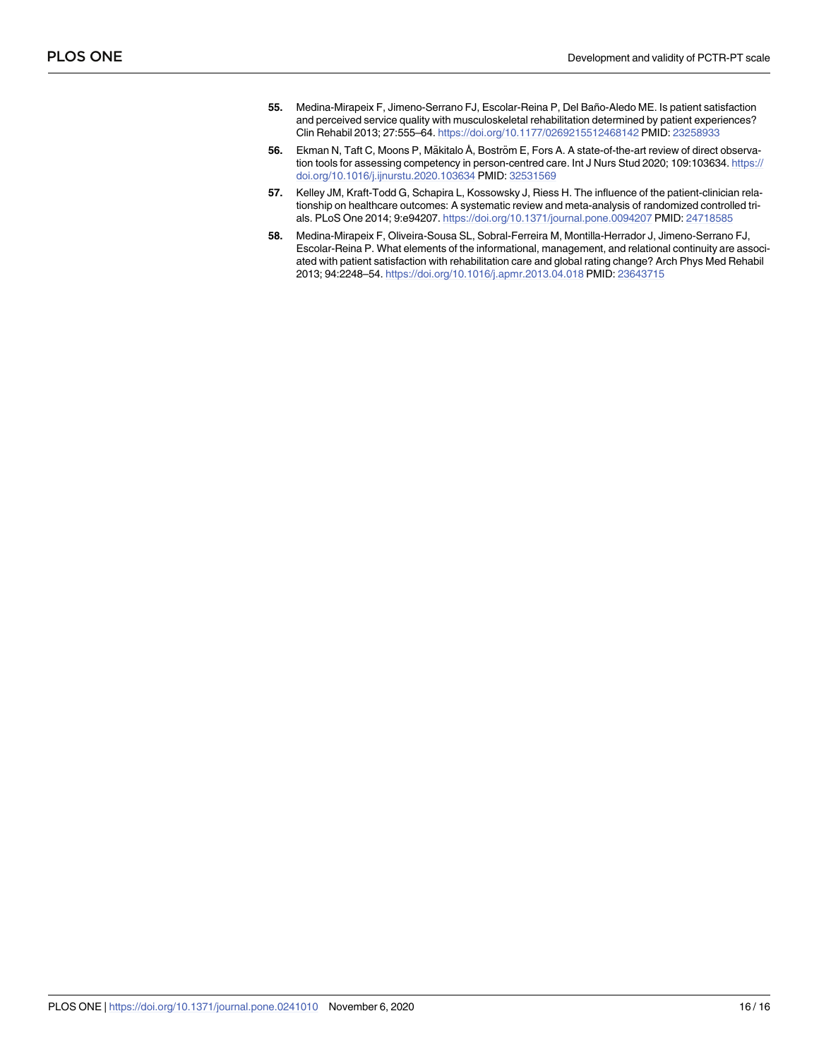55. Medina-Mirapeix F, Jimeno-Serrano FJ, Escolar-Reina P, Del Baño-Aledo ME. Is patient satisfaction and perceived service quality with musculoskeletal rehabilitation determined by patient experiences? Clin Rehabil 2013; 27:555–64. https://doi.org/10.1177/0269215512468142 PMID: 23258933

56. Ekman N, Taft C, Moons P, Mäkitalo Å, Boström E, Fors A. A state-of-the-art review of direct observation tools for assessing competency in person-centred care. Int J Nurs Stud 2020; 109:103634. https://doi.org/10.1016/j.ijnurstu.2020.103634 PMID: 32531569

57. Kelley JM, Kraft-Todd G, Schapira L, Kossowsky J, Riess H. The influence of the patient-clinician relationship on healthcare outcomes: A systematic review and meta-analysis of randomized controlled trials. PLoS One 2014; 9:e94207. https://doi.org/10.1371/journal.pone.0094207 PMID: 24718585

58. Medina-Mirapeix F, Oliveira-Sousa SL, Sobral-Ferreira M, Montilla-Herrador J, Jimeno-Serrano FJ, Escolar-Reina P. What elements of the informational, management, and relational continuity are associated with patient satisfaction with rehabilitation care and global rating change? Arch Phys Med Rehabil 2013; 94:2248–54. https://doi.org/10.1016/j.apmr.2013.04.018 PMID: 23643715